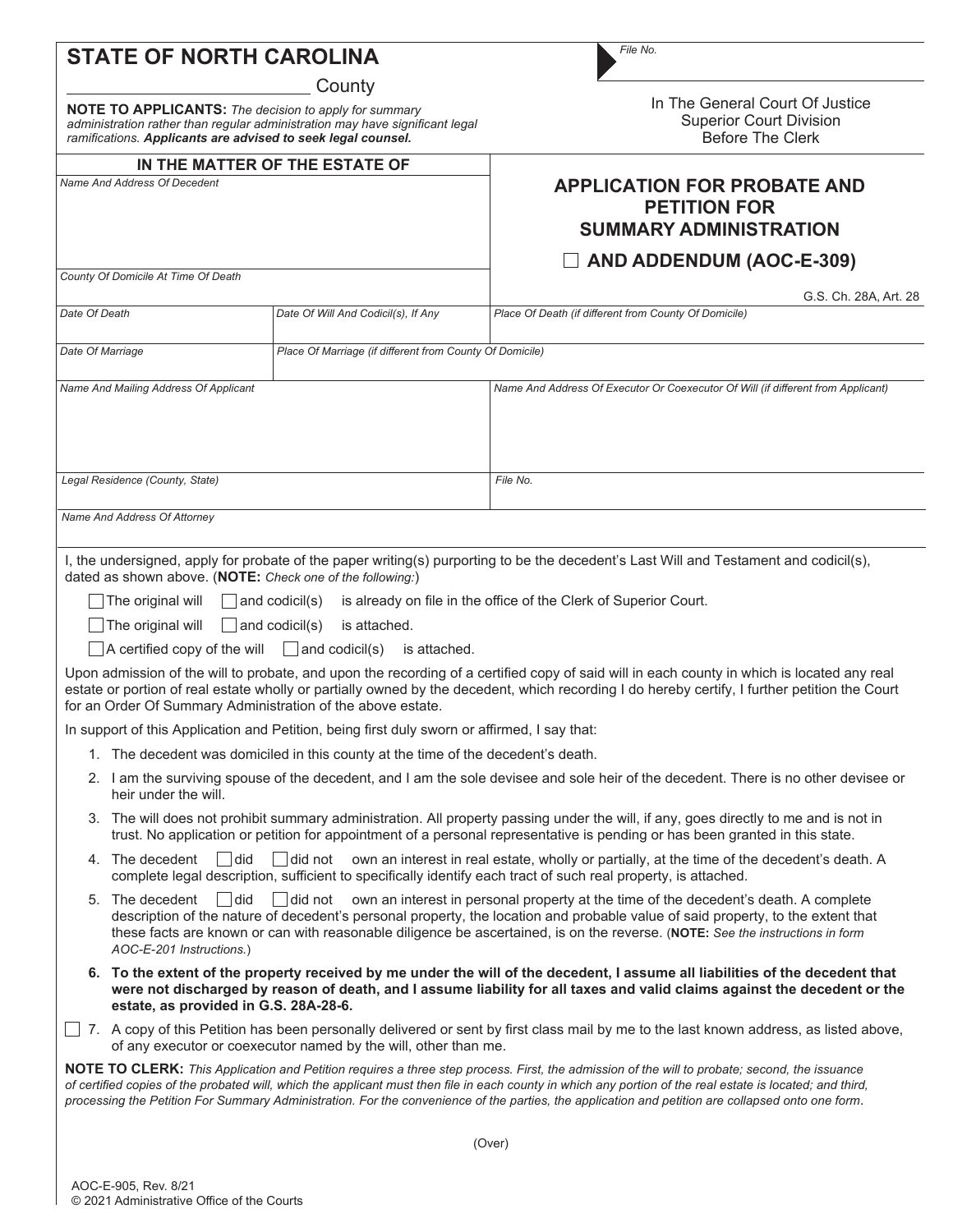# STATE OF NORTH CAROLINA

_________________________ County

**NOTE TO APPLICANTS:** *The decision to apply for summary administration rather than regular administration may have significant legal ramifications.* ***Applicants are advised to seek legal counsel.***

*File No.*

In The General Court Of Justice
Superior Court Division
Before The Clerk

## APPLICATION FOR PROBATE AND PETITION FOR SUMMARY ADMINISTRATION

☐ **AND ADDENDUM (AOC-E-309)**

G.S. Ch. 28A, Art. 28

| IN THE MATTER OF THE ESTATE OF | | |
|---|---|---|
| *Name And Address Of Decedent* | | |
| *County Of Domicile At Time Of Death* | | |
| *Date Of Death* | *Date Of Will And Codicil(s), If Any* | *Place Of Death (if different from County Of Domicile)* |
| *Date Of Marriage* | *Place Of Marriage (if different from County Of Domicile)* | |
| *Name And Mailing Address Of Applicant* | | *Name And Address Of Executor Or Coexecutor Of Will (if different from Applicant)* |
| *Legal Residence (County, State)* | | *File No.* |
| *Name And Address Of Attorney* | | |

I, the undersigned, apply for probate of the paper writing(s) purporting to be the decedent's Last Will and Testament and codicil(s), dated as shown above. (**NOTE:** *Check one of the following:*)

☐ The original will ☐ and codicil(s) is already on file in the office of the Clerk of Superior Court.

☐ The original will ☐ and codicil(s) is attached.

☐ A certified copy of the will ☐ and codicil(s) is attached.

Upon admission of the will to probate, and upon the recording of a certified copy of said will in each county in which is located any real estate or portion of real estate wholly or partially owned by the decedent, which recording I do hereby certify, I further petition the Court for an Order Of Summary Administration of the above estate.

In support of this Application and Petition, being first duly sworn or affirmed, I say that:

1. The decedent was domiciled in this county at the time of the decedent's death.
2. I am the surviving spouse of the decedent, and I am the sole devisee and sole heir of the decedent. There is no other devisee or heir under the will.
3. The will does not prohibit summary administration. All property passing under the will, if any, goes directly to me and is not in trust. No application or petition for appointment of a personal representative is pending or has been granted in this state.
4. The decedent ☐ did ☐ did not own an interest in real estate, wholly or partially, at the time of the decedent's death. A complete legal description, sufficient to specifically identify each tract of such real property, is attached.
5. The decedent ☐ did ☐ did not own an interest in personal property at the time of the decedent's death. A complete description of the nature of decedent's personal property, the location and probable value of said property, to the extent that these facts are known or can with reasonable diligence be ascertained, is on the reverse. (**NOTE:** *See the instructions in form AOC-E-201 Instructions.*)
6. **To the extent of the property received by me under the will of the decedent, I assume all liabilities of the decedent that were not discharged by reason of death, and I assume liability for all taxes and valid claims against the decedent or the estate, as provided in G.S. 28A-28-6.**
7. ☐ A copy of this Petition has been personally delivered or sent by first class mail by me to the last known address, as listed above, of any executor or coexecutor named by the will, other than me.

**NOTE TO CLERK:** *This Application and Petition requires a three step process. First, the admission of the will to probate; second, the issuance of certified copies of the probated will, which the applicant must then file in each county in which any portion of the real estate is located; and third, processing the Petition For Summary Administration. For the convenience of the parties, the application and petition are collapsed onto one form.*

(Over)

AOC-E-905, Rev. 8/21
© 2021 Administrative Office of the Courts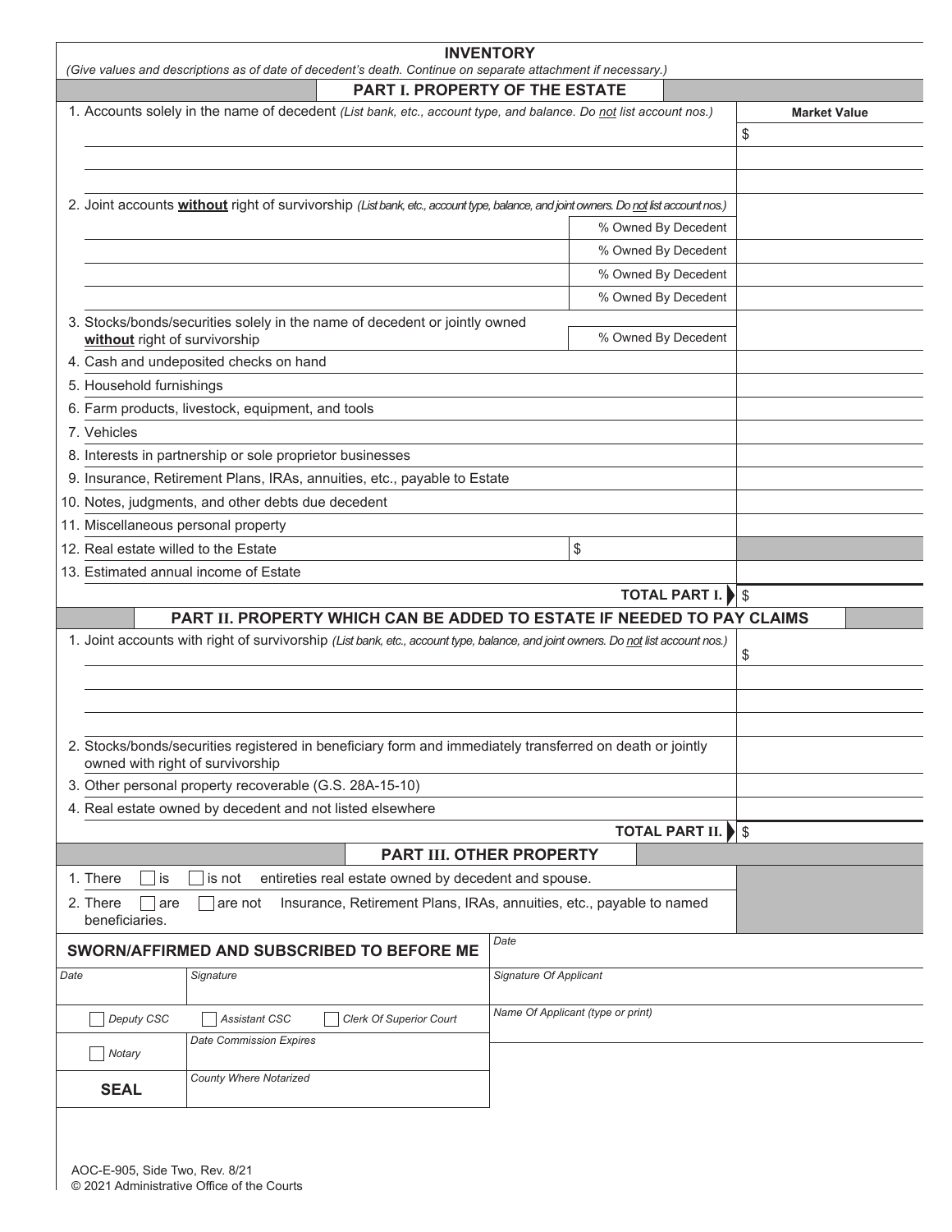# INVENTORY

*(Give values and descriptions as of date of decedent's death. Continue on separate attachment if necessary.)*

## PART I. PROPERTY OF THE ESTATE

| | | Market Value |
|---|---|---|
| 1. Accounts solely in the name of decedent *(List bank, etc., account type, and balance. Do not list account nos.)* | | $ |
| | | |
| | | |
| 2. Joint accounts **without** right of survivorship *(List bank, etc., account type, balance, and joint owners. Do not list account nos.)* | | |
| | % Owned By Decedent | |
| | % Owned By Decedent | |
| | % Owned By Decedent | |
| | % Owned By Decedent | |
| 3. Stocks/bonds/securities solely in the name of decedent or jointly owned **without** right of survivorship | % Owned By Decedent | |
| 4. Cash and undeposited checks on hand | | |
| 5. Household furnishings | | |
| 6. Farm products, livestock, equipment, and tools | | |
| 7. Vehicles | | |
| 8. Interests in partnership or sole proprietor businesses | | |
| 9. Insurance, Retirement Plans, IRAs, annuities, etc., payable to Estate | | |
| 10. Notes, judgments, and other debts due decedent | | |
| 11. Miscellaneous personal property | | |
| 12. Real estate willed to the Estate | $ | |
| 13. Estimated annual income of Estate | | |
| | **TOTAL PART I.** | $ |

## PART II. PROPERTY WHICH CAN BE ADDED TO ESTATE IF NEEDED TO PAY CLAIMS

| | |
|---|---|
| 1. Joint accounts with right of survivorship *(List bank, etc., account type, balance, and joint owners. Do not list account nos.)* | $ |
| | |
| | |
| | |
| 2. Stocks/bonds/securities registered in beneficiary form and immediately transferred on death or jointly owned with right of survivorship | |
| 3. Other personal property recoverable (G.S. 28A-15-10) | |
| 4. Real estate owned by decedent and not listed elsewhere | |
| **TOTAL PART II.** | $ |

## PART III. OTHER PROPERTY

1. There ☐ is ☐ is not entireties real estate owned by decedent and spouse.

2. There ☐ are ☐ are not Insurance, Retirement Plans, IRAs, annuities, etc., payable to named beneficiaries.

| | | |
|---|---|---|
| **SWORN/AFFIRMED AND SUBSCRIBED TO BEFORE ME** | | *Date* |
| *Date* | *Signature* | *Signature Of Applicant* |
| ☐ *Deputy CSC* | ☐ *Assistant CSC* ☐ *Clerk Of Superior Court* | *Name Of Applicant (type or print)* |
| ☐ *Notary* | *Date Commission Expires* | |
| **SEAL** | *County Where Notarized* | |

AOC-E-905, Side Two, Rev. 8/21
© 2021 Administrative Office of the Courts